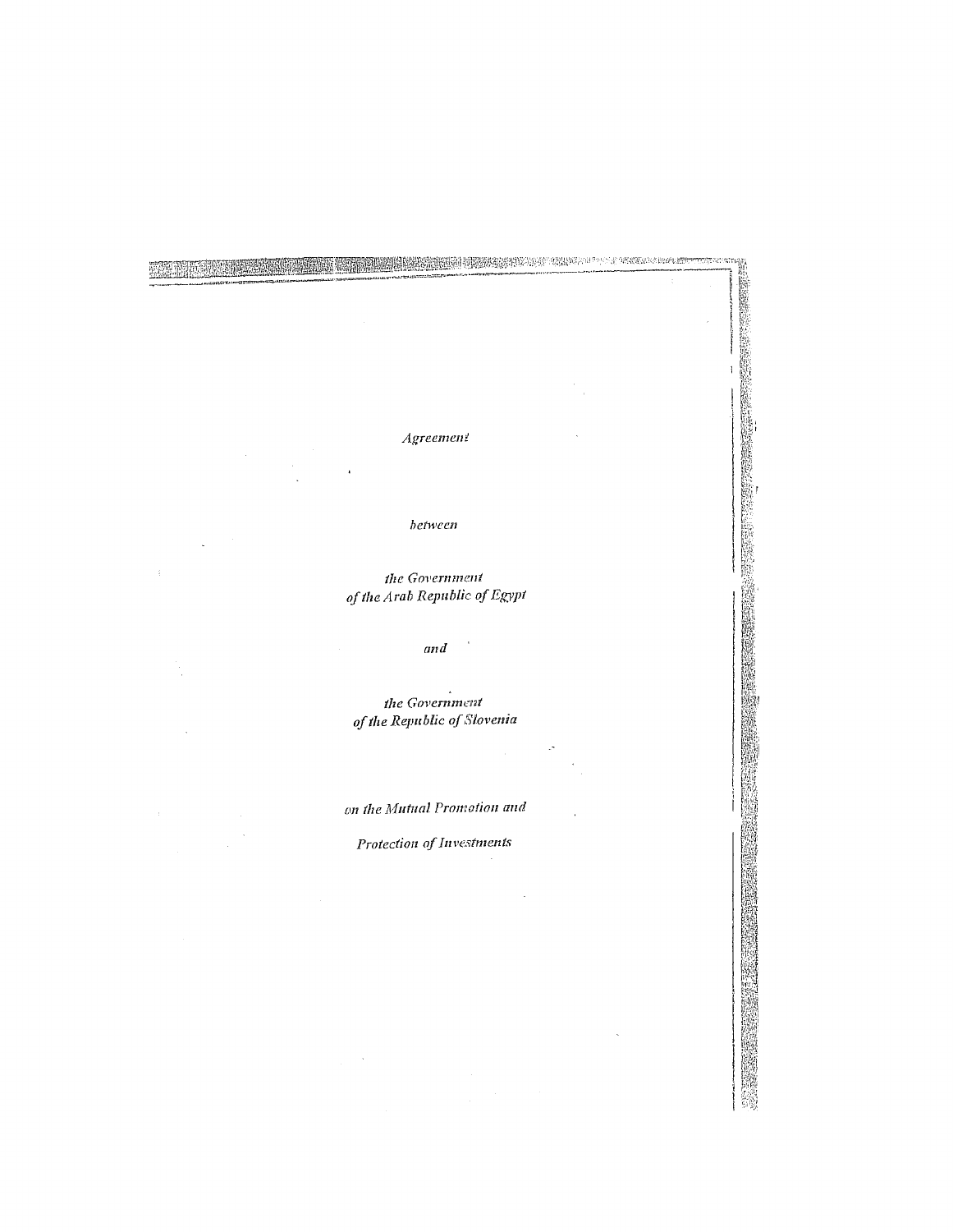*Agreement*

*between*

*the Government*
*of the Arab Republic of Egypt*

*and*

*the Government*
*of the Republic of Slovenia*

*on the Mutual Promotion and*

*Protection of Investments*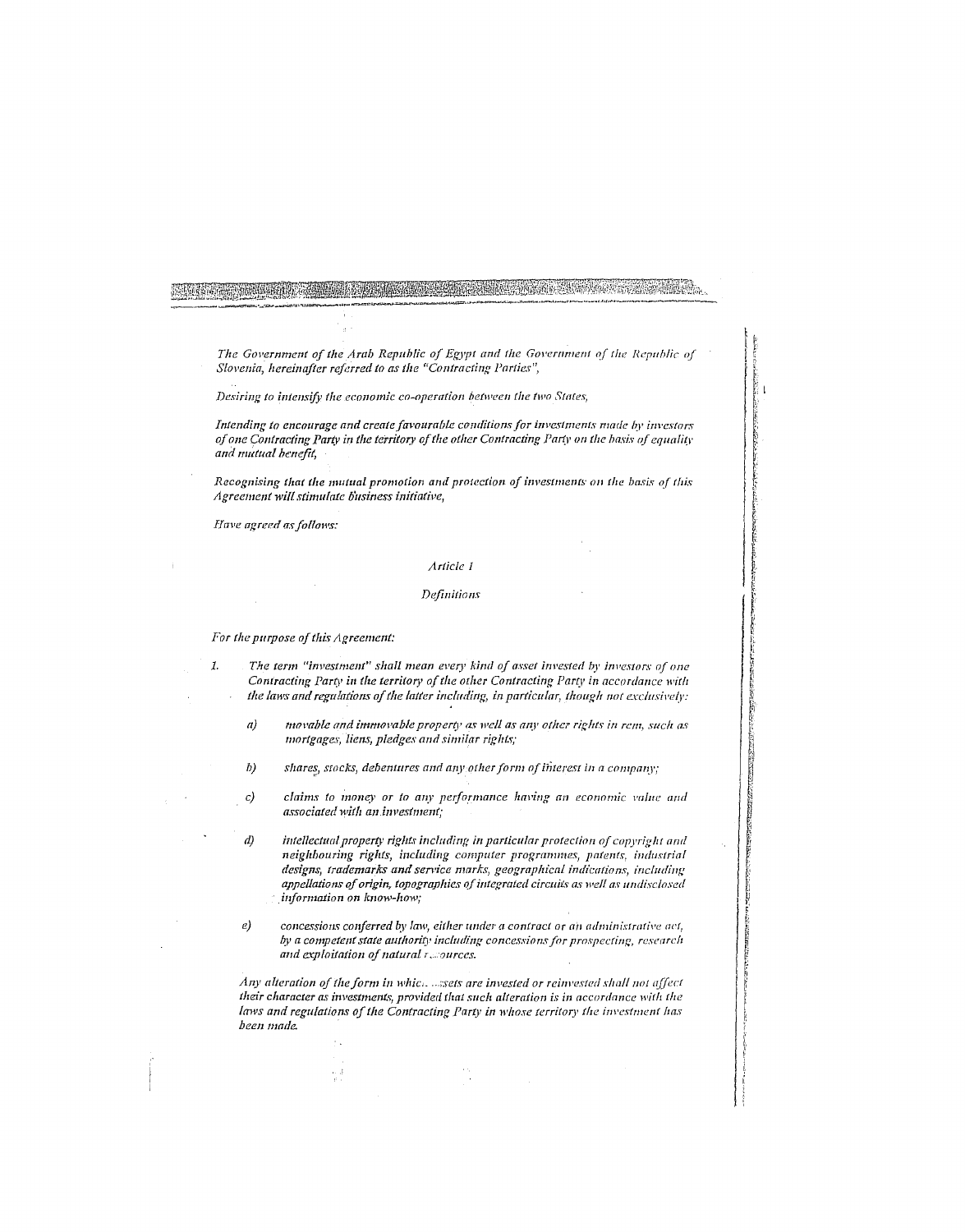*The Government of the Arab Republic of Egypt and the Government of the Republic of Slovenia, hereinafter referred to as the "Contracting Parties",*

*Desiring to intensify the economic co-operation between the two States,*

*Intending to encourage and create favourable conditions for investments made by investors of one Contracting Party in the territory of the other Contracting Party on the basis of equality and mutual benefit,*

*Recognising that the mutual promotion and protection of investments on the basis of this Agreement will stimulate business initiative,*

*Have agreed as follows:*

### *Article 1*

### *Definitions*

*For the purpose of this Agreement:*

1. *The term "investment" shall mean every kind of asset invested by investors of one Contracting Party in the territory of the other Contracting Party in accordance with the laws and regulations of the latter including, in particular, though not exclusively:*

   a) *movable and immovable property as well as any other rights in rem, such as mortgages, liens, pledges and similar rights;*

   b) *shares, stocks, debentures and any other form of interest in a company;*

   c) *claims to money or to any performance having an economic value and associated with an investment;*

   d) *intellectual property rights including in particular protection of copyright and neighbouring rights, including computer programmes, patents, industrial designs, trademarks and service marks, geographical indications, including appellations of origin, topographies of integrated circuits as well as undisclosed information on know-how;*

   e) *concessions conferred by law, either under a contract or an administrative act, by a competent state authority including concessions for prospecting, research and exploitation of natural resources.*

   *Any alteration of the form in which assets are invested or reinvested shall not affect their character as investments, provided that such alteration is in accordance with the laws and regulations of the Contracting Party in whose territory the investment has been made.*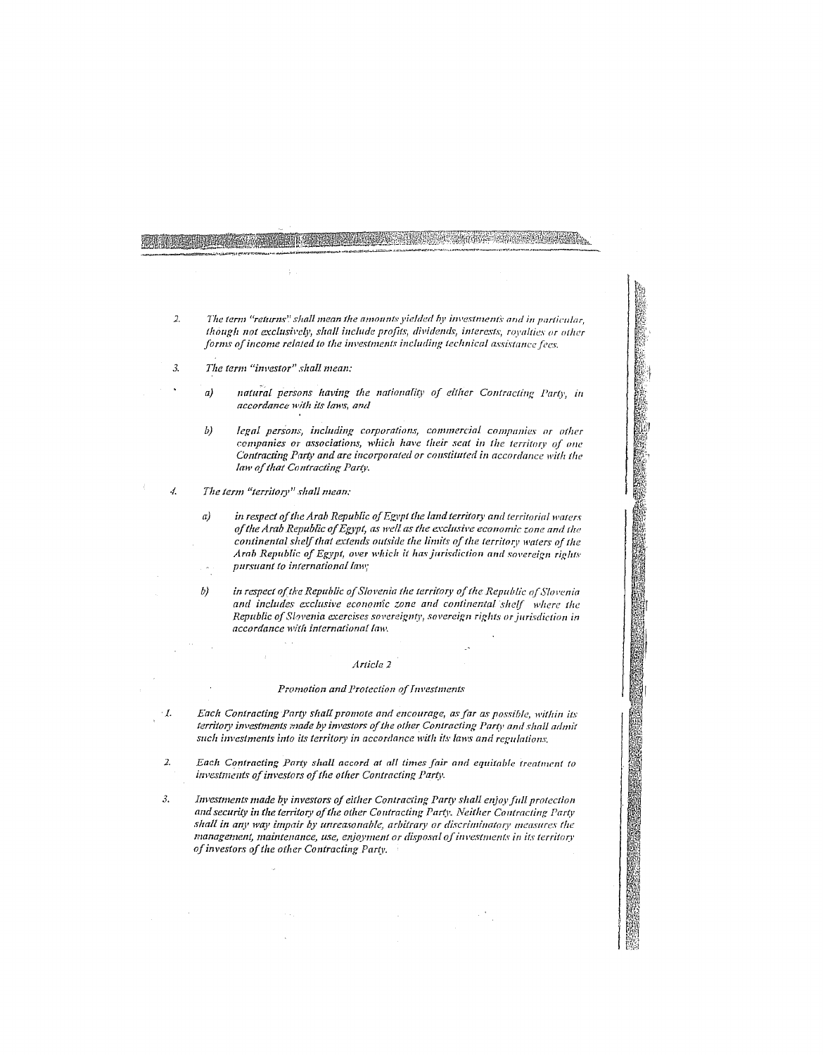2. *The term "returns" shall mean the amounts yielded by investments and in particular, though not exclusively, shall include profits, dividends, interests, royalties or other forms of income related to the investments including technical assistance fees.*

3. *The term "investor" shall mean:*

   a) *natural persons having the nationality of either Contracting Party, in accordance with its laws, and*

   b) *legal persons, including corporations, commercial companies or other companies or associations, which have their seat in the territory of one Contracting Party and are incorporated or constituted in accordance with the law of that Contracting Party.*

4. *The term "territory" shall mean:*

   a) *in respect of the Arab Republic of Egypt the land territory and territorial waters of the Arab Republic of Egypt, as well as the exclusive economic zone and the continental shelf that extends outside the limits of the territory waters of the Arab Republic of Egypt, over which it has jurisdiction and sovereign rights pursuant to international law;*

   b) *in respect of the Republic of Slovenia the territory of the Republic of Slovenia and includes exclusive economic zone and continental shelf where the Republic of Slovenia exercises sovereignty, sovereign rights or jurisdiction in accordance with international law.*

### *Article 2*

### *Promotion and Protection of Investments*

1. *Each Contracting Party shall promote and encourage, as far as possible, within its territory investments made by investors of the other Contracting Party and shall admit such investments into its territory in accordance with its laws and regulations.*

2. *Each Contracting Party shall accord at all times fair and equitable treatment to investments of investors of the other Contracting Party.*

3. *Investments made by investors of either Contracting Party shall enjoy full protection and security in the territory of the other Contracting Party. Neither Contracting Party shall in any way impair by unreasonable, arbitrary or discriminatory measures the management, maintenance, use, enjoyment or disposal of investments in its territory of investors of the other Contracting Party.*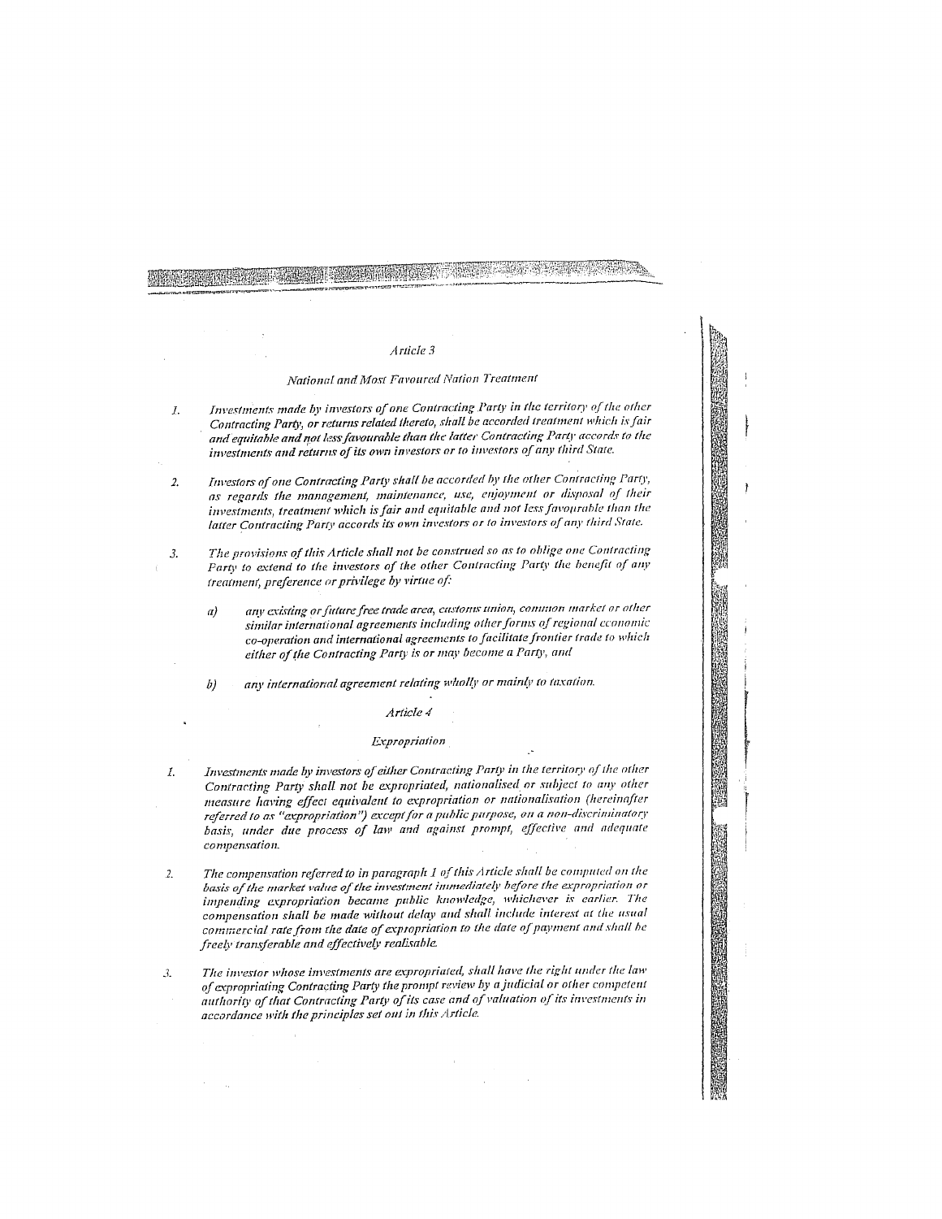## Article 3

### National and Most Favoured Nation Treatment

1. *Investments made by investors of one Contracting Party in the territory of the other Contracting Party, or returns related thereto, shall be accorded treatment which is fair and equitable and not less favourable than the latter Contracting Party accords to the investments and returns of its own investors or to investors of any third State.*

2. *Investors of one Contracting Party shall be accorded by the other Contracting Party, as regards the management, maintenance, use, enjoyment or disposal of their investments, treatment which is fair and equitable and not less favourable than the latter Contracting Party accords its own investors or to investors of any third State.*

3. *The provisions of this Article shall not be construed so as to oblige one Contracting Party to extend to the investors of the other Contracting Party the benefit of any treatment, preference or privilege by virtue of:*

   a) *any existing or future free trade area, customs union, common market or other similar international agreements including other forms of regional economic co-operation and international agreements to facilitate frontier trade to which either of the Contracting Party is or may become a Party, and*

   b) *any international agreement relating wholly or mainly to taxation.*

## Article 4

### Expropriation

1. *Investments made by investors of either Contracting Party in the territory of the other Contracting Party shall not be expropriated, nationalised or subject to any other measure having effect equivalent to expropriation or nationalisation (hereinafter referred to as "expropriation") except for a public purpose, on a non-discriminatory basis, under due process of law and against prompt, effective and adequate compensation.*

2. *The compensation referred to in paragraph 1 of this Article shall be computed on the basis of the market value of the investment immediately before the expropriation or impending expropriation became public knowledge, whichever is earlier. The compensation shall be made without delay and shall include interest at the usual commercial rate from the date of expropriation to the date of payment and shall be freely transferable and effectively realisable.*

3. *The investor whose investments are expropriated, shall have the right under the law of expropriating Contracting Party the prompt review by a judicial or other competent authority of that Contracting Party of its case and of valuation of its investments in accordance with the principles set out in this Article.*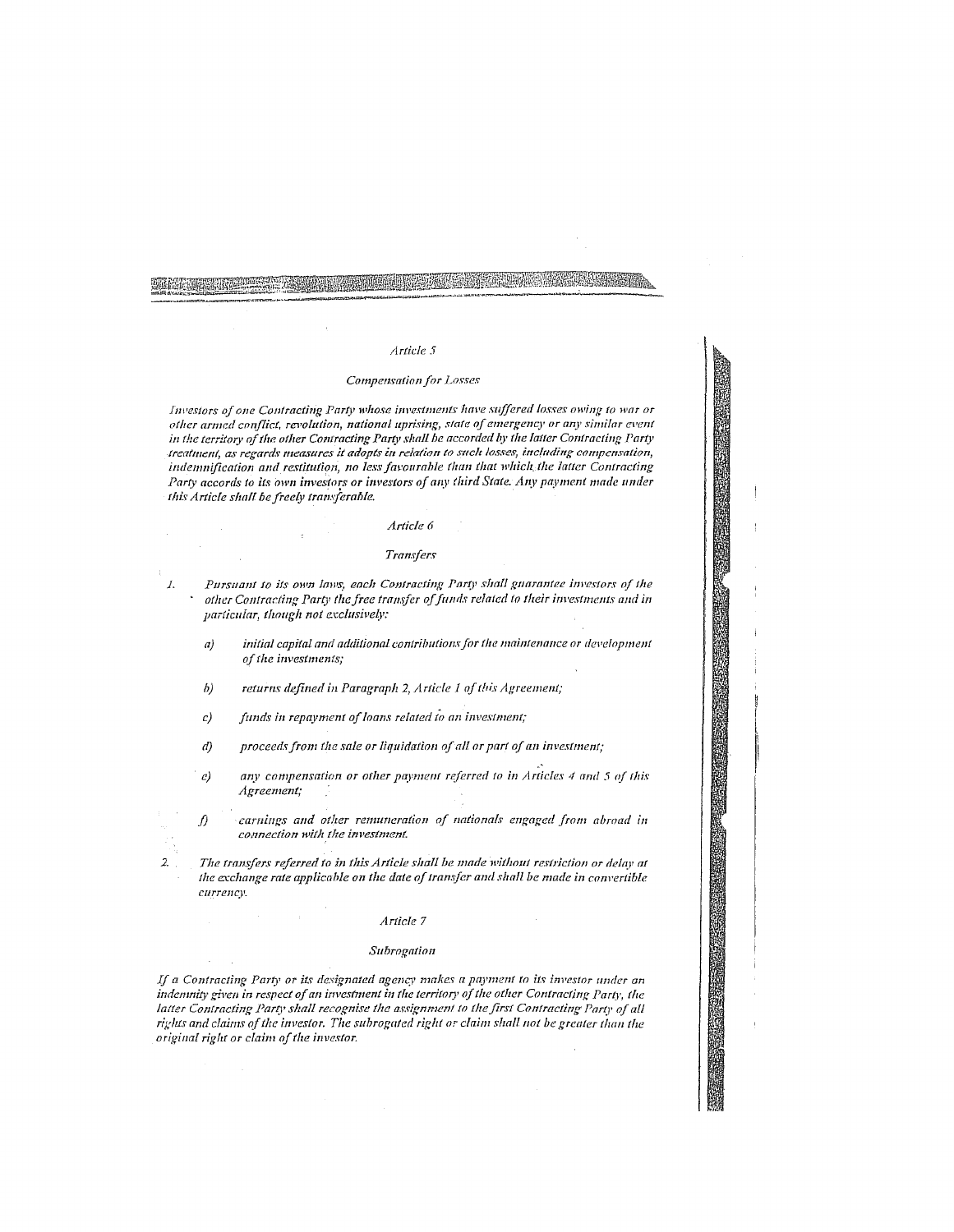### *Article 5*

### *Compensation for Losses*

*Investors of one Contracting Party whose investments have suffered losses owing to war or other armed conflict, revolution, national uprising, state of emergency or any similar event in the territory of the other Contracting Party shall be accorded by the latter Contracting Party treatment, as regards measures it adopts in relation to such losses, including compensation, indemnification and restitution, no less favourable than that which the latter Contracting Party accords to its own investors or investors of any third State. Any payment made under this Article shall be freely transferable.*

### *Article 6*

### *Transfers*

1. *Pursuant to its own laws, each Contracting Party shall guarantee investors of the other Contracting Party the free transfer of funds related to their investments and in particular, though not exclusively:*

   a) *initial capital and additional contributions for the maintenance or development of the investments;*

   b) *returns defined in Paragraph 2, Article 1 of this Agreement;*

   c) *funds in repayment of loans related to an investment;*

   d) *proceeds from the sale or liquidation of all or part of an investment;*

   e) *any compensation or other payment referred to in Articles 4 and 5 of this Agreement;*

   f) *earnings and other remuneration of nationals engaged from abroad in connection with the investment.*

2. *The transfers referred to in this Article shall be made without restriction or delay at the exchange rate applicable on the date of transfer and shall be made in convertible currency.*

### *Article 7*

### *Subrogation*

*If a Contracting Party or its designated agency makes a payment to its investor under an indemnity given in respect of an investment in the territory of the other Contracting Party, the latter Contracting Party shall recognise the assignment to the first Contracting Party of all rights and claims of the investor. The subrogated right or claim shall not be greater than the original right or claim of the investor.*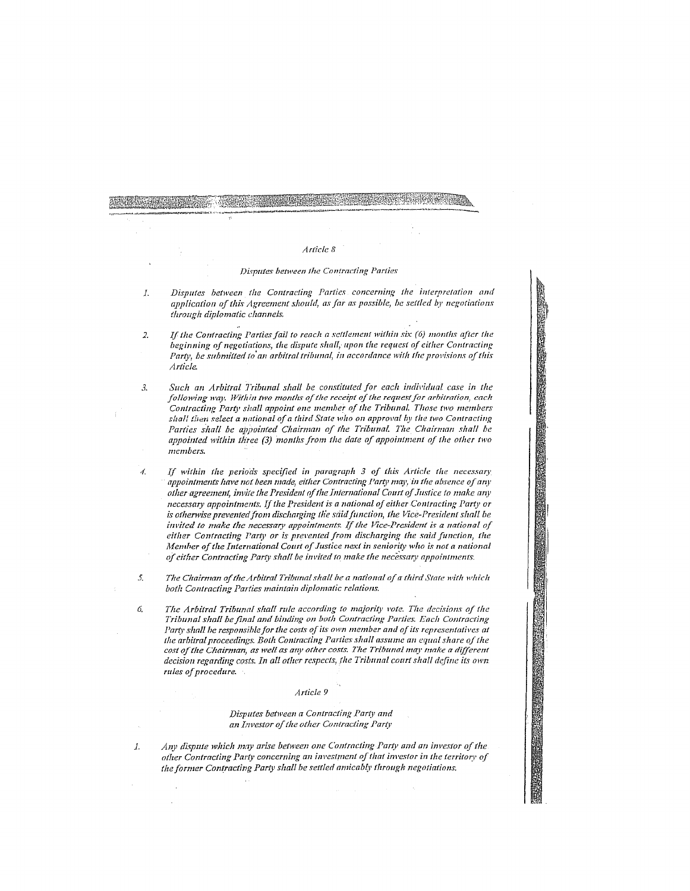*Article 8*

*Disputes between the Contracting Parties*

1. *Disputes between the Contracting Parties concerning the interpretation and application of this Agreement should, as far as possible, be settled by negotiations through diplomatic channels.*

2. *If the Contracting Parties fail to reach a settlement within six (6) months after the beginning of negotiations, the dispute shall, upon the request of either Contracting Party, be submitted to an arbitral tribunal, in accordance with the provisions of this Article.*

3. *Such an Arbitral Tribunal shall be constituted for each individual case in the following way. Within two months of the receipt of the request for arbitration, each Contracting Party shall appoint one member of the Tribunal. Those two members shall then select a national of a third State who on approval by the two Contracting Parties shall be appointed Chairman of the Tribunal. The Chairman shall be appointed within three (3) months from the date of appointment of the other two members.*

4. *If within the periods specified in paragraph 3 of this Article the necessary appointments have not been made, either Contracting Party may, in the absence of any other agreement, invite the President of the International Court of Justice to make any necessary appointments. If the President is a national of either Contracting Party or is otherwise prevented from discharging the said function, the Vice-President shall be invited to make the necessary appointments. If the Vice-President is a national of either Contracting Party or is prevented from discharging the said function, the Member of the International Court of Justice next in seniority who is not a national of either Contracting Party shall be invited to make the necessary appointments.*

5. *The Chairman of the Arbitral Tribunal shall be a national of a third State with which both Contracting Parties maintain diplomatic relations.*

6. *The Arbitral Tribunal shall rule according to majority vote. The decisions of the Tribunal shall be final and binding on both Contracting Parties. Each Contracting Party shall be responsible for the costs of its own member and of its representatives at the arbitral proceedings. Both Contracting Parties shall assume an equal share of the cost of the Chairman, as well as any other costs. The Tribunal may make a different decision regarding costs. In all other respects, the Tribunal court shall define its own rules of procedure.*

*Article 9*

*Disputes between a Contracting Party and an Investor of the other Contracting Party*

1. *Any dispute which may arise between one Contracting Party and an investor of the other Contracting Party concerning an investment of that investor in the territory of the former Contracting Party shall be settled amicably through negotiations.*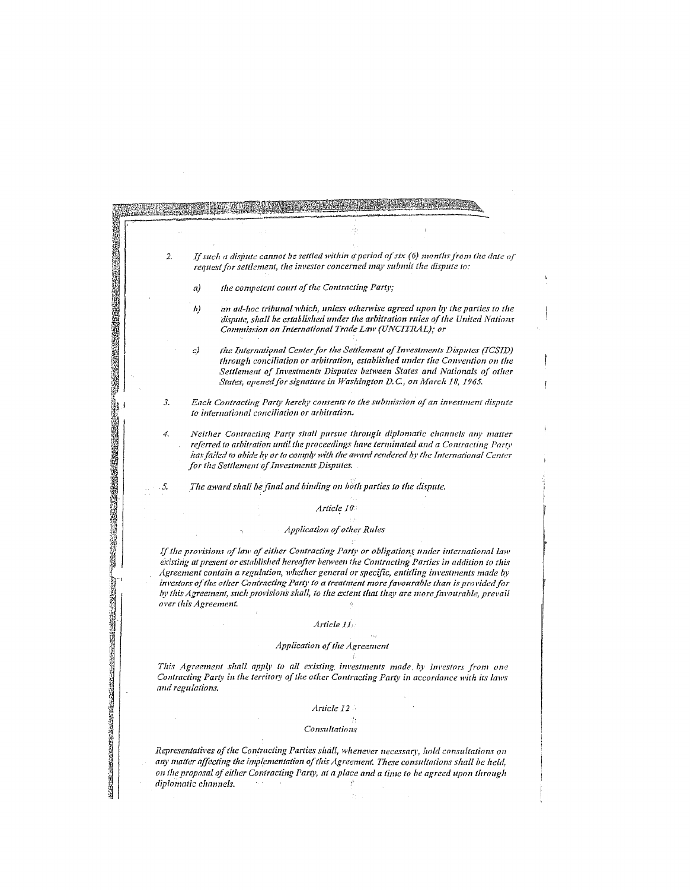2. *If such a dispute cannot be settled within a period of six (6) months from the date of request for settlement, the investor concerned may submit the dispute to:*

   a) *the competent court of the Contracting Party;*

   b) *an ad-hoc tribunal which, unless otherwise agreed upon by the parties to the dispute, shall be established under the arbitration rules of the United Nations Commission on International Trade Law (UNCITRAL); or*

   c) *the International Center for the Settlement of Investments Disputes (ICSID) through conciliation or arbitration, established under the Convention on the Settlement of Investments Disputes between States and Nationals of other States, opened for signature in Washington D.C., on March 18, 1965.*

3. *Each Contracting Party hereby consents to the submission of an investment dispute to international conciliation or arbitration.*

4. *Neither Contracting Party shall pursue through diplomatic channels any matter referred to arbitration until the proceedings have terminated and a Contracting Party has failed to abide by or to comply with the award rendered by the International Center for the Settlement of Investments Disputes.*

5. *The award shall be final and binding on both parties to the dispute.*

*Article 10*

*Application of other Rules*

*If the provisions of law of either Contracting Party or obligations under international law existing at present or established hereafter between the Contracting Parties in addition to this Agreement contain a regulation, whether general or specific, entitling investments made by investors of the other Contracting Party to a treatment more favourable than is provided for by this Agreement, such provisions shall, to the extent that they are more favourable, prevail over this Agreement.*

*Article 11*

*Application of the Agreement*

*This Agreement shall apply to all existing investments made by investors from one Contracting Party in the territory of the other Contracting Party in accordance with its laws and regulations.*

*Article 12*

*Consultations*

*Representatives of the Contracting Parties shall, whenever necessary, hold consultations on any matter affecting the implementation of this Agreement. These consultations shall be held, on the proposal of either Contracting Party, at a place and a time to be agreed upon through diplomatic channels.*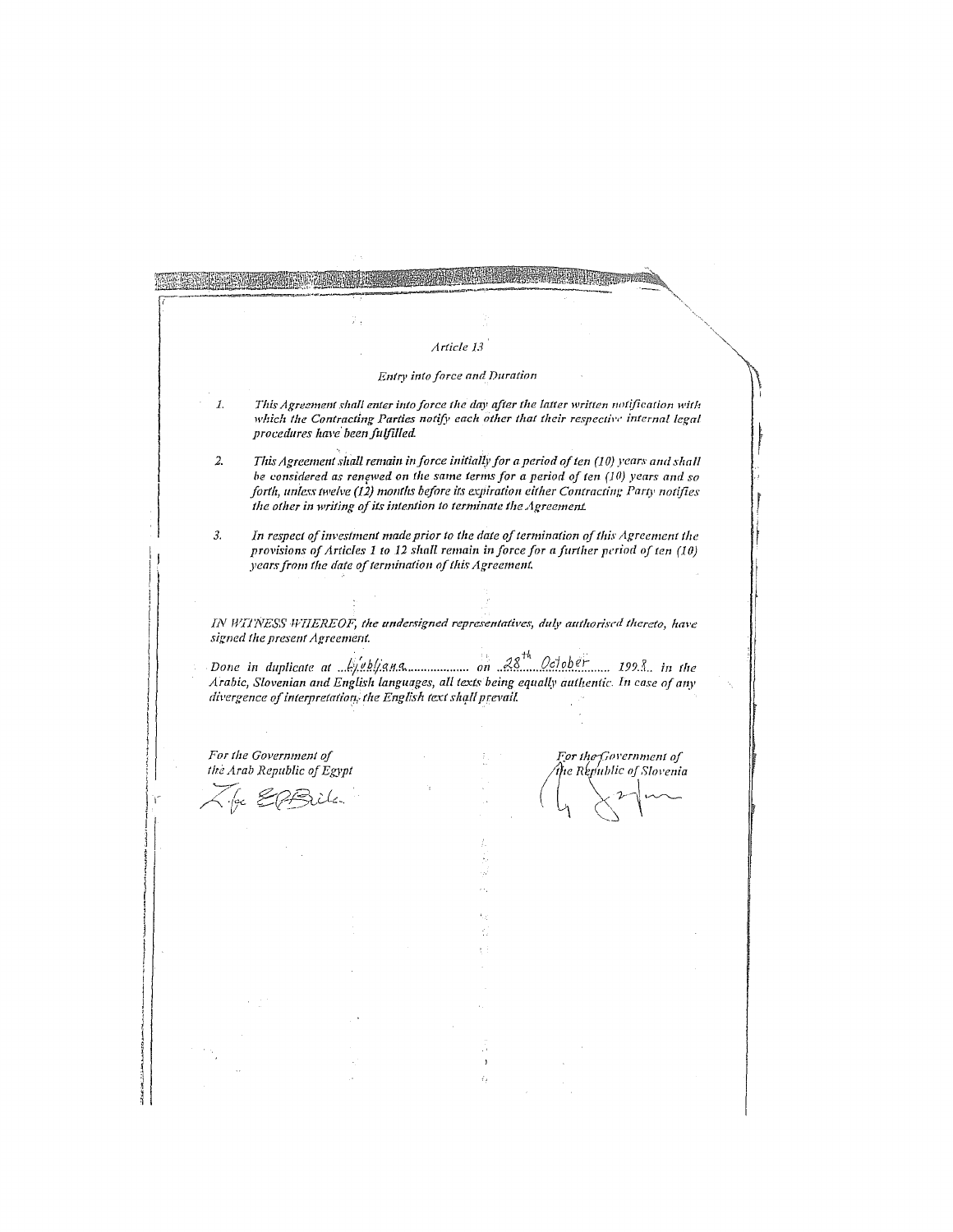*Article 13*

*Entry into force and Duration*

1. *This Agreement shall enter into force the day after the latter written notification with which the Contracting Parties notify each other that their respective internal legal procedures have been fulfilled.*

2. *This Agreement shall remain in force initially for a period of ten (10) years and shall be considered as renewed on the same terms for a period of ten (10) years and so forth, unless twelve (12) months before its expiration either Contracting Party notifies the other in writing of its intention to terminate the Agreement.*

3. *In respect of investment made prior to the date of termination of this Agreement the provisions of Articles 1 to 12 shall remain in force for a further period of ten (10) years from the date of termination of this Agreement.*

*IN WITNESS WHEREOF, the undersigned representatives, duly authorised thereto, have signed the present Agreement.*

*Done in duplicate at* Ljubljana *on* 28th October *199*8 *in the Arabic, Slovenian and English languages, all texts being equally authentic. In case of any divergence of interpretation, the English text shall prevail.*

| | |
|---|---|
| *For the Government of the Arab Republic of Egypt* | *For the Government of the Republic of Slovenia* |